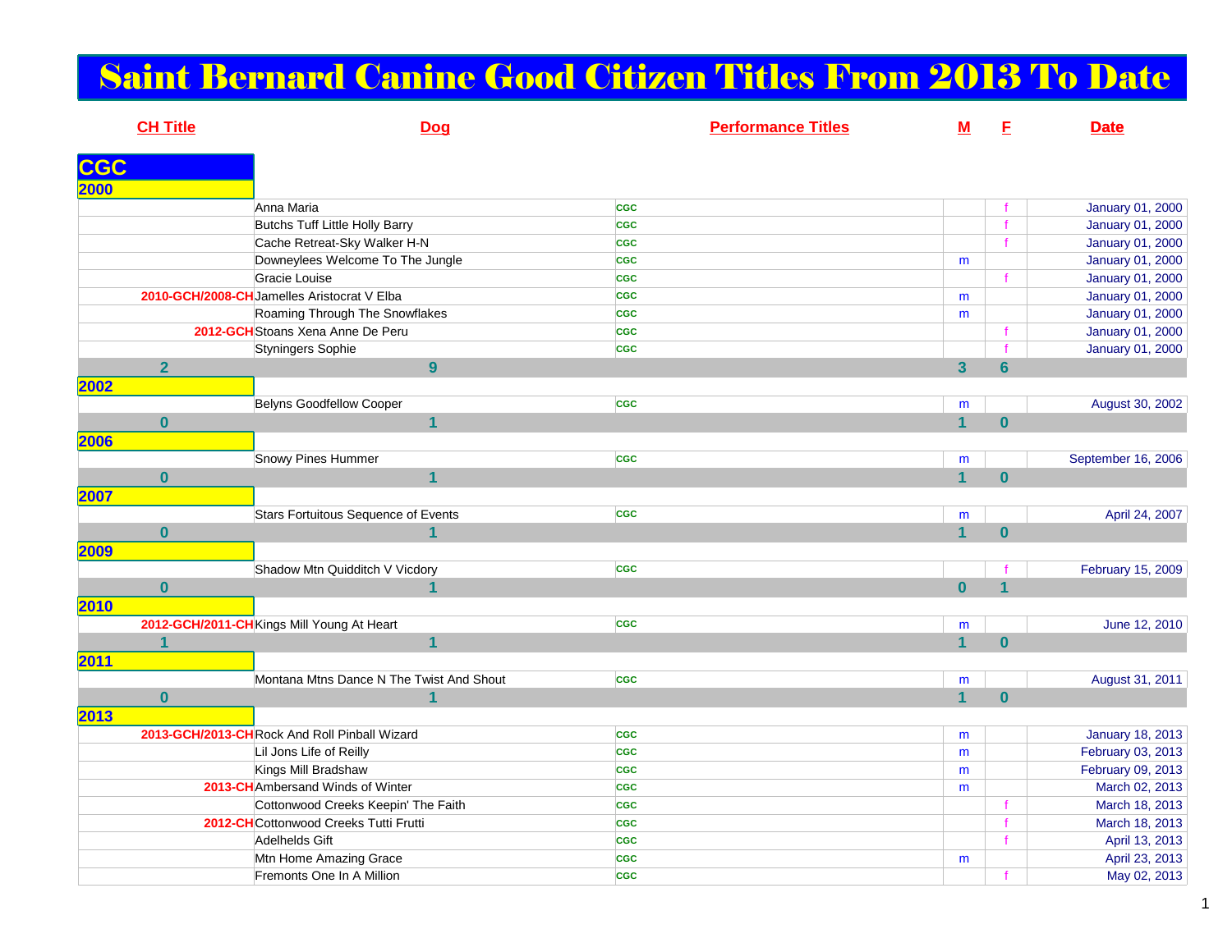# Saint Bernard Canine Good Citizen Titles From 2013 To Date

| CH Title | Dog | Performance Titles | M | F | Date |
|---|---|---|---|---|---|
| **CGC** | | | | | |
| **2000** | | | | | |
| | Anna Maria | CGC | | f | January 01, 2000 |
| | Butchs Tuff Little Holly Barry | CGC | | f | January 01, 2000 |
| | Cache Retreat-Sky Walker H-N | CGC | | f | January 01, 2000 |
| | Downeylees Welcome To The Jungle | CGC | m | | January 01, 2000 |
| | Gracie Louise | CGC | | f | January 01, 2000 |
| 2010-GCH/2008-CH | Jamelles Aristocrat V Elba | CGC | m | | January 01, 2000 |
| | Roaming Through The Snowflakes | CGC | m | | January 01, 2000 |
| 2012-GCH | Stoans Xena Anne De Peru | CGC | | f | January 01, 2000 |
| | Styningers Sophie | CGC | | f | January 01, 2000 |
| **2** | **9** | | **3** | **6** | |
| **2002** | | | | | |
| | Belyns Goodfellow Cooper | CGC | m | | August 30, 2002 |
| **0** | **1** | | **1** | **0** | |
| **2006** | | | | | |
| | Snowy Pines Hummer | CGC | m | | September 16, 2006 |
| **0** | **1** | | **1** | **0** | |
| **2007** | | | | | |
| | Stars Fortuitous Sequence of Events | CGC | m | | April 24, 2007 |
| **0** | **1** | | **1** | **0** | |
| **2009** | | | | | |
| | Shadow Mtn Quidditch V Vicdory | CGC | | f | February 15, 2009 |
| **0** | **1** | | **0** | **1** | |
| **2010** | | | | | |
| 2012-GCH/2011-CH | Kings Mill Young At Heart | CGC | m | | June 12, 2010 |
| **1** | **1** | | **1** | **0** | |
| **2011** | | | | | |
| | Montana Mtns Dance N The Twist And Shout | CGC | m | | August 31, 2011 |
| **0** | **1** | | **1** | **0** | |
| **2013** | | | | | |
| 2013-GCH/2013-CH | Rock And Roll Pinball Wizard | CGC | m | | January 18, 2013 |
| | Lil Jons Life of Reilly | CGC | m | | February 03, 2013 |
| | Kings Mill Bradshaw | CGC | m | | February 09, 2013 |
| 2013-CH | Ambersand Winds of Winter | CGC | m | | March 02, 2013 |
| | Cottonwood Creeks Keepin' The Faith | CGC | | f | March 18, 2013 |
| 2012-CH | Cottonwood Creeks Tutti Frutti | CGC | | f | March 18, 2013 |
| | Adelhelds Gift | CGC | | f | April 13, 2013 |
| | Mtn Home Amazing Grace | CGC | m | | April 23, 2013 |
| | Fremonts One In A Million | CGC | | f | May 02, 2013 |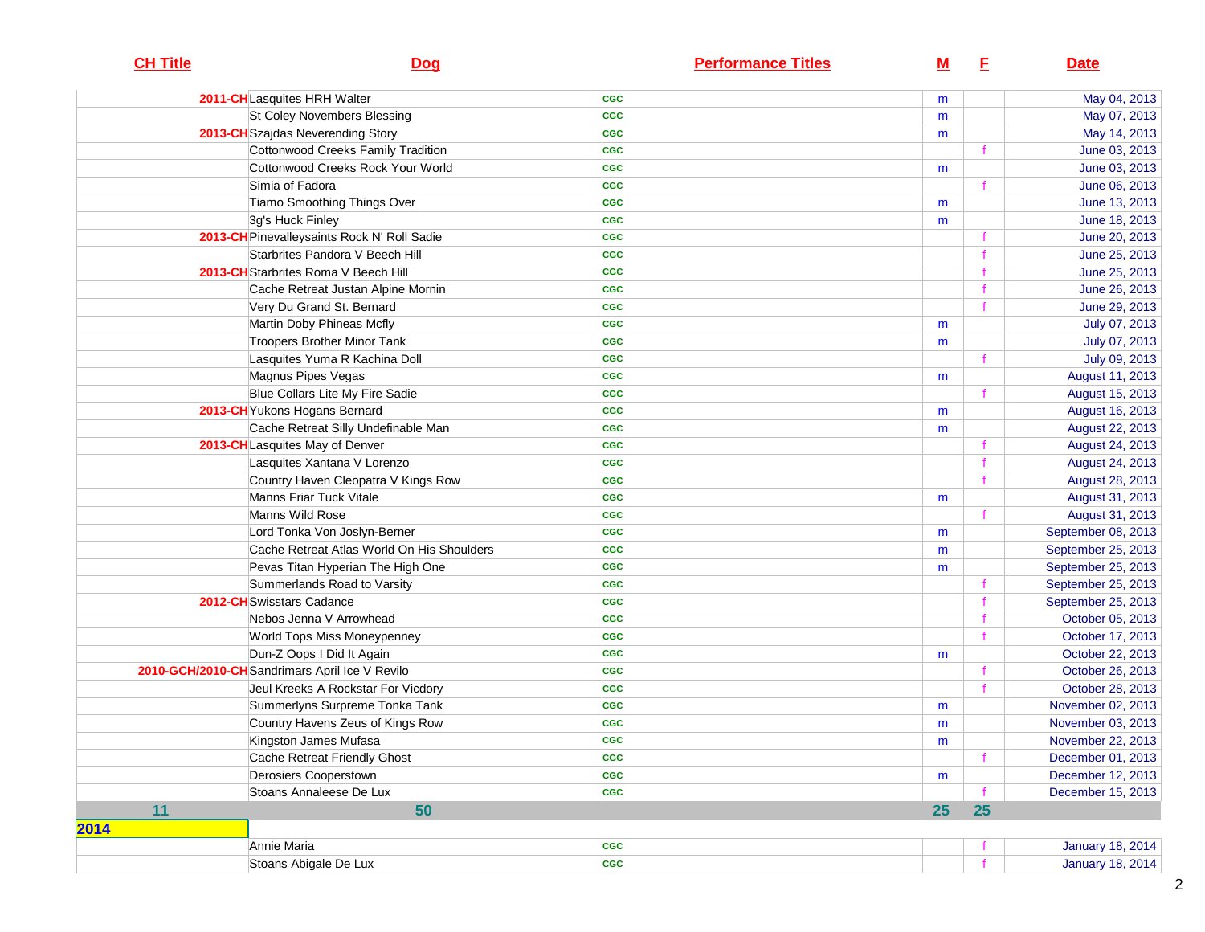| CH Title | Dog | Performance Titles | M | F | Date |
|---|---|---|---|---|---|
| 2011-CH | Lasquites HRH Walter | CGC | m | | May 04, 2013 |
| | St Coley Novembers Blessing | CGC | m | | May 07, 2013 |
| 2013-CH | Szajdas Neverending Story | CGC | m | | May 14, 2013 |
| | Cottonwood Creeks Family Tradition | CGC | | f | June 03, 2013 |
| | Cottonwood Creeks Rock Your World | CGC | m | | June 03, 2013 |
| | Simia of Fadora | CGC | | f | June 06, 2013 |
| | Tiamo Smoothing Things Over | CGC | m | | June 13, 2013 |
| | 3g's Huck Finley | CGC | m | | June 18, 2013 |
| 2013-CH | Pinevalleysaints Rock N' Roll Sadie | CGC | | f | June 20, 2013 |
| | Starbrites Pandora V Beech Hill | CGC | | f | June 25, 2013 |
| 2013-CH | Starbrites Roma V Beech Hill | CGC | | f | June 25, 2013 |
| | Cache Retreat Justan Alpine Mornin | CGC | | f | June 26, 2013 |
| | Very Du Grand St. Bernard | CGC | | f | June 29, 2013 |
| | Martin Doby Phineas Mcfly | CGC | m | | July 07, 2013 |
| | Troopers Brother Minor Tank | CGC | m | | July 07, 2013 |
| | Lasquites Yuma R Kachina Doll | CGC | | f | July 09, 2013 |
| | Magnus Pipes Vegas | CGC | m | | August 11, 2013 |
| | Blue Collars Lite My Fire Sadie | CGC | | f | August 15, 2013 |
| 2013-CH | Yukons Hogans Bernard | CGC | m | | August 16, 2013 |
| | Cache Retreat Silly Undefinable Man | CGC | m | | August 22, 2013 |
| 2013-CH | Lasquites May of Denver | CGC | | f | August 24, 2013 |
| | Lasquites Xantana V Lorenzo | CGC | | f | August 24, 2013 |
| | Country Haven Cleopatra V Kings Row | CGC | | f | August 28, 2013 |
| | Manns Friar Tuck Vitale | CGC | m | | August 31, 2013 |
| | Manns Wild Rose | CGC | | f | August 31, 2013 |
| | Lord Tonka Von Joslyn-Berner | CGC | m | | September 08, 2013 |
| | Cache Retreat Atlas World On His Shoulders | CGC | m | | September 25, 2013 |
| | Pevas Titan Hyperian The High One | CGC | m | | September 25, 2013 |
| | Summerlands Road to Varsity | CGC | | f | September 25, 2013 |
| 2012-CH | Swisstars Cadance | CGC | | f | September 25, 2013 |
| | Nebos Jenna V Arrowhead | CGC | | f | October 05, 2013 |
| | World Tops Miss Moneypenney | CGC | | f | October 17, 2013 |
| | Dun-Z Oops I Did It Again | CGC | m | | October 22, 2013 |
| 2010-GCH/2010-CH | Sandrimars April Ice V Revilo | CGC | | f | October 26, 2013 |
| | Jeul Kreeks A Rockstar For Vicdory | CGC | | f | October 28, 2013 |
| | Summerlyns Surpreme Tonka Tank | CGC | m | | November 02, 2013 |
| | Country Havens Zeus of Kings Row | CGC | m | | November 03, 2013 |
| | Kingston James Mufasa | CGC | m | | November 22, 2013 |
| | Cache Retreat Friendly Ghost | CGC | | f | December 01, 2013 |
| | Derosiers Cooperstown | CGC | m | | December 12, 2013 |
| | Stoans Annaleese De Lux | CGC | | f | December 15, 2013 |
| 11 | 50 | | 25 | 25 | |
| **2014** | | | | | |
| | Annie Maria | CGC | | f | January 18, 2014 |
| | Stoans Abigale De Lux | CGC | | f | January 18, 2014 |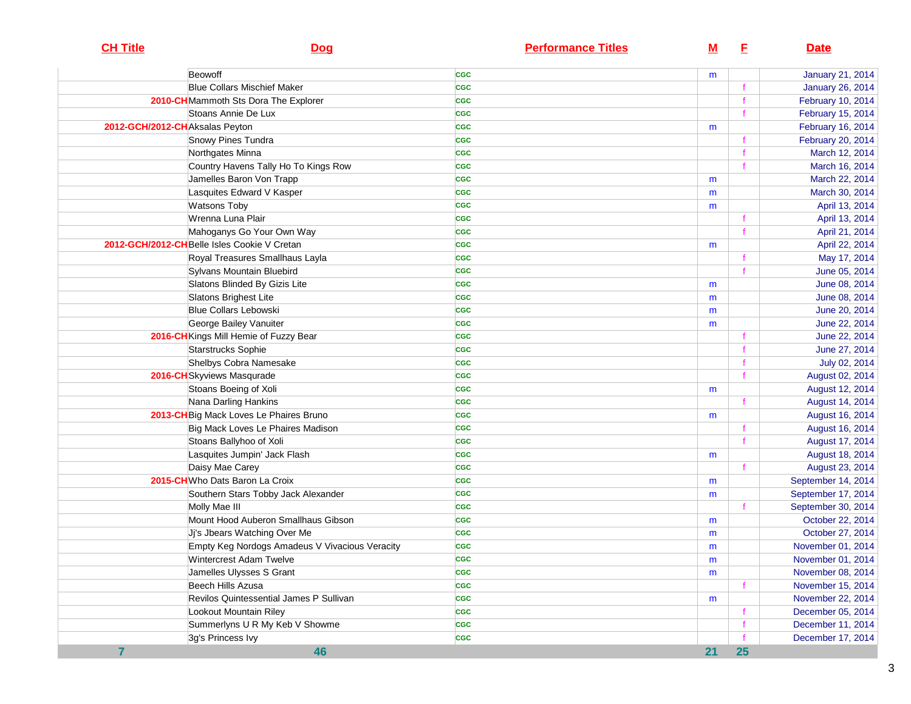| CH Title | Dog | Performance Titles | M | F | Date |
|---|---|---|---|---|---|
| | Beowoff | CGC | m | | January 21, 2014 |
| | Blue Collars Mischief Maker | CGC | | f | January 26, 2014 |
| 2010-CH | Mammoth Sts Dora The Explorer | CGC | | f | February 10, 2014 |
| | Stoans Annie De Lux | CGC | | f | February 15, 2014 |
| 2012-GCH/2012-CH | Aksalas Peyton | CGC | m | | February 16, 2014 |
| | Snowy Pines Tundra | CGC | | f | February 20, 2014 |
| | Northgates Minna | CGC | | f | March 12, 2014 |
| | Country Havens Tally Ho To Kings Row | CGC | | f | March 16, 2014 |
| | Jamelles Baron Von Trapp | CGC | m | | March 22, 2014 |
| | Lasquites Edward V Kasper | CGC | m | | March 30, 2014 |
| | Watsons Toby | CGC | m | | April 13, 2014 |
| | Wrenna Luna Plair | CGC | | f | April 13, 2014 |
| | Mahoganys Go Your Own Way | CGC | | f | April 21, 2014 |
| 2012-GCH/2012-CH | Belle Isles Cookie V Cretan | CGC | m | | April 22, 2014 |
| | Royal Treasures Smallhaus Layla | CGC | | f | May 17, 2014 |
| | Sylvans Mountain Bluebird | CGC | | f | June 05, 2014 |
| | Slatons Blinded By Gizis Lite | CGC | m | | June 08, 2014 |
| | Slatons Brighest Lite | CGC | m | | June 08, 2014 |
| | Blue Collars Lebowski | CGC | m | | June 20, 2014 |
| | George Bailey Vanuiter | CGC | m | | June 22, 2014 |
| 2016-CH | Kings Mill Hemie of Fuzzy Bear | CGC | | f | June 22, 2014 |
| | Starstrucks Sophie | CGC | | f | June 27, 2014 |
| | Shelbys Cobra Namesake | CGC | | f | July 02, 2014 |
| 2016-CH | Skyviews Masqurade | CGC | | f | August 02, 2014 |
| | Stoans Boeing of Xoli | CGC | m | | August 12, 2014 |
| | Nana Darling Hankins | CGC | | f | August 14, 2014 |
| 2013-CH | Big Mack Loves Le Phaires Bruno | CGC | m | | August 16, 2014 |
| | Big Mack Loves Le Phaires Madison | CGC | | f | August 16, 2014 |
| | Stoans Ballyhoo of Xoli | CGC | | f | August 17, 2014 |
| | Lasquites Jumpin' Jack Flash | CGC | m | | August 18, 2014 |
| | Daisy Mae Carey | CGC | | f | August 23, 2014 |
| 2015-CH | Who Dats Baron La Croix | CGC | m | | September 14, 2014 |
| | Southern Stars Tobby Jack Alexander | CGC | m | | September 17, 2014 |
| | Molly Mae III | CGC | | f | September 30, 2014 |
| | Mount Hood Auberon Smallhaus Gibson | CGC | m | | October 22, 2014 |
| | Jj's Jbears Watching Over Me | CGC | m | | October 27, 2014 |
| | Empty Keg Nordogs Amadeus V Vivacious Veracity | CGC | m | | November 01, 2014 |
| | Wintercrest Adam Twelve | CGC | m | | November 01, 2014 |
| | Jamelles Ulysses S Grant | CGC | m | | November 08, 2014 |
| | Beech Hills Azusa | CGC | | f | November 15, 2014 |
| | Revilos Quintessential James P Sullivan | CGC | m | | November 22, 2014 |
| | Lookout Mountain Riley | CGC | | f | December 05, 2014 |
| | Summerlyns U R My Keb V Showme | CGC | | f | December 11, 2014 |
| | 3g's Princess Ivy | CGC | | f | December 17, 2014 |
| 7 | 46 | | 21 | 25 | |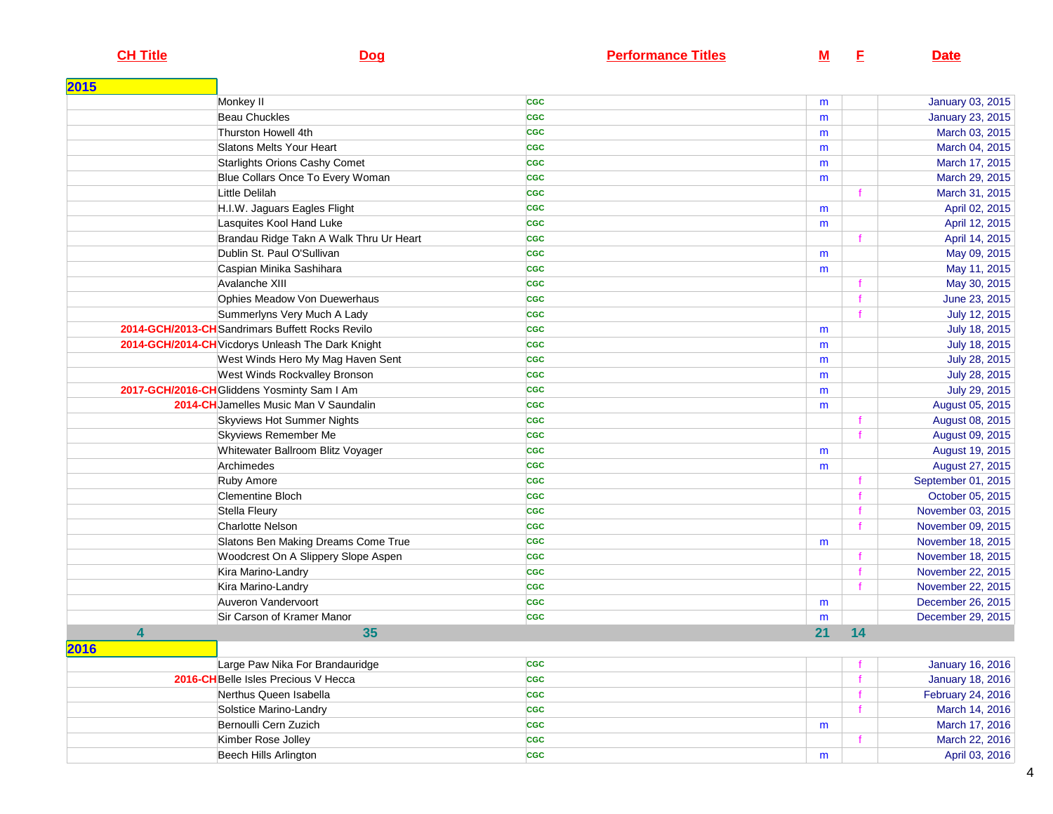| CH Title | Dog | Performance Titles | M | F | Date |
|---|---|---|---|---|---|
| **2015** | | | | | |
| | Monkey II | CGC | m | | January 03, 2015 |
| | Beau Chuckles | CGC | m | | January 23, 2015 |
| | Thurston Howell 4th | CGC | m | | March 03, 2015 |
| | Slatons Melts Your Heart | CGC | m | | March 04, 2015 |
| | Starlights Orions Cashy Comet | CGC | m | | March 17, 2015 |
| | Blue Collars Once To Every Woman | CGC | m | | March 29, 2015 |
| | Little Delilah | CGC | | f | March 31, 2015 |
| | H.I.W. Jaguars Eagles Flight | CGC | m | | April 02, 2015 |
| | Lasquites Kool Hand Luke | CGC | m | | April 12, 2015 |
| | Brandau Ridge Takn A Walk Thru Ur Heart | CGC | | f | April 14, 2015 |
| | Dublin St. Paul O'Sullivan | CGC | m | | May 09, 2015 |
| | Caspian Minika Sashihara | CGC | m | | May 11, 2015 |
| | Avalanche XIII | CGC | | f | May 30, 2015 |
| | Ophies Meadow Von Duewerhaus | CGC | | f | June 23, 2015 |
| | Summerlyns Very Much A Lady | CGC | | f | July 12, 2015 |
| 2014-GCH/2013-CH | Sandrimars Buffett Rocks Revilo | CGC | m | | July 18, 2015 |
| 2014-GCH/2014-CH | Vicdorys Unleash The Dark Knight | CGC | m | | July 18, 2015 |
| | West Winds Hero My Mag Haven Sent | CGC | m | | July 28, 2015 |
| | West Winds Rockvalley Bronson | CGC | m | | July 28, 2015 |
| 2017-GCH/2016-CH | Gliddens Yosminty Sam I Am | CGC | m | | July 29, 2015 |
| 2014-CH | Jamelles Music Man V Saundalin | CGC | m | | August 05, 2015 |
| | Skyviews Hot Summer Nights | CGC | | f | August 08, 2015 |
| | Skyviews Remember Me | CGC | | f | August 09, 2015 |
| | Whitewater Ballroom Blitz Voyager | CGC | m | | August 19, 2015 |
| | Archimedes | CGC | m | | August 27, 2015 |
| | Ruby Amore | CGC | | f | September 01, 2015 |
| | Clementine Bloch | CGC | | f | October 05, 2015 |
| | Stella Fleury | CGC | | f | November 03, 2015 |
| | Charlotte Nelson | CGC | | f | November 09, 2015 |
| | Slatons Ben Making Dreams Come True | CGC | m | | November 18, 2015 |
| | Woodcrest On A Slippery Slope Aspen | CGC | | f | November 18, 2015 |
| | Kira Marino-Landry | CGC | | f | November 22, 2015 |
| | Kira Marino-Landry | CGC | | f | November 22, 2015 |
| | Auveron Vandervoort | CGC | m | | December 26, 2015 |
| | Sir Carson of Kramer Manor | CGC | m | | December 29, 2015 |
| **4** | **35** | | **21** | **14** | |
| **2016** | | | | | |
| | Large Paw Nika For Brandauridge | CGC | | f | January 16, 2016 |
| 2016-CH | Belle Isles Precious V Hecca | CGC | | f | January 18, 2016 |
| | Nerthus Queen Isabella | CGC | | f | February 24, 2016 |
| | Solstice Marino-Landry | CGC | | f | March 14, 2016 |
| | Bernoulli Cern Zuzich | CGC | m | | March 17, 2016 |
| | Kimber Rose Jolley | CGC | | f | March 22, 2016 |
| | Beech Hills Arlington | CGC | m | | April 03, 2016 |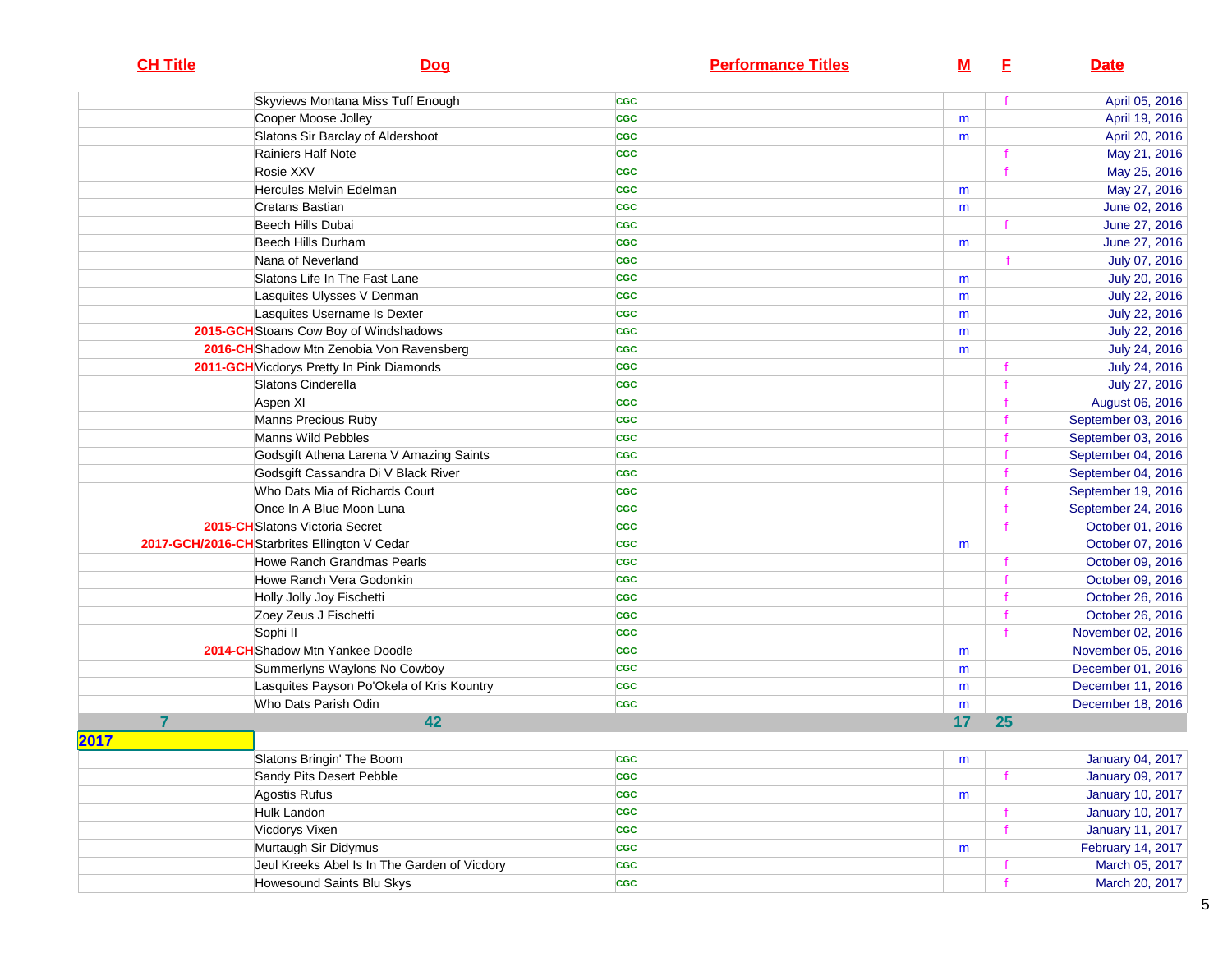| CH Title | Dog | Performance Titles | M | F | Date |
|---|---|---|---|---|---|
| | Skyviews Montana Miss Tuff Enough | CGC | | f | April 05, 2016 |
| | Cooper Moose Jolley | CGC | m | | April 19, 2016 |
| | Slatons Sir Barclay of Aldershoot | CGC | m | | April 20, 2016 |
| | Rainiers Half Note | CGC | | f | May 21, 2016 |
| | Rosie XXV | CGC | | f | May 25, 2016 |
| | Hercules Melvin Edelman | CGC | m | | May 27, 2016 |
| | Cretans Bastian | CGC | m | | June 02, 2016 |
| | Beech Hills Dubai | CGC | | f | June 27, 2016 |
| | Beech Hills Durham | CGC | m | | June 27, 2016 |
| | Nana of Neverland | CGC | | f | July 07, 2016 |
| | Slatons Life In The Fast Lane | CGC | m | | July 20, 2016 |
| | Lasquites Ulysses V Denman | CGC | m | | July 22, 2016 |
| | Lasquites Username Is Dexter | CGC | m | | July 22, 2016 |
| 2015-GCH | Stoans Cow Boy of Windshadows | CGC | m | | July 22, 2016 |
| 2016-CH | Shadow Mtn Zenobia Von Ravensberg | CGC | m | | July 24, 2016 |
| 2011-GCH | Vicdorys Pretty In Pink Diamonds | CGC | | f | July 24, 2016 |
| | Slatons Cinderella | CGC | | f | July 27, 2016 |
| | Aspen XI | CGC | | f | August 06, 2016 |
| | Manns Precious Ruby | CGC | | f | September 03, 2016 |
| | Manns Wild Pebbles | CGC | | f | September 03, 2016 |
| | Godsgift Athena Larena V Amazing Saints | CGC | | f | September 04, 2016 |
| | Godsgift Cassandra Di V Black River | CGC | | f | September 04, 2016 |
| | Who Dats Mia of Richards Court | CGC | | f | September 19, 2016 |
| | Once In A Blue Moon Luna | CGC | | f | September 24, 2016 |
| 2015-CH | Slatons Victoria Secret | CGC | | f | October 01, 2016 |
| 2017-GCH/2016-CH | Starbrites Ellington V Cedar | CGC | m | | October 07, 2016 |
| | Howe Ranch Grandmas Pearls | CGC | | f | October 09, 2016 |
| | Howe Ranch Vera Godonkin | CGC | | f | October 09, 2016 |
| | Holly Jolly Joy Fischetti | CGC | | f | October 26, 2016 |
| | Zoey Zeus J Fischetti | CGC | | f | October 26, 2016 |
| | Sophi II | CGC | | f | November 02, 2016 |
| 2014-CH | Shadow Mtn Yankee Doodle | CGC | m | | November 05, 2016 |
| | Summerlyns Waylons No Cowboy | CGC | m | | December 01, 2016 |
| | Lasquites Payson Po'Okela of Kris Kountry | CGC | m | | December 11, 2016 |
| | Who Dats Parish Odin | CGC | m | | December 18, 2016 |
| **7** | **42** | | **17** | **25** | |
| **2017** | | | | | |
| | Slatons Bringin' The Boom | CGC | m | | January 04, 2017 |
| | Sandy Pits Desert Pebble | CGC | | f | January 09, 2017 |
| | Agostis Rufus | CGC | m | | January 10, 2017 |
| | Hulk Landon | CGC | | f | January 10, 2017 |
| | Vicdorys Vixen | CGC | | f | January 11, 2017 |
| | Murtaugh Sir Didymus | CGC | m | | February 14, 2017 |
| | Jeul Kreeks Abel Is In The Garden of Vicdory | CGC | | f | March 05, 2017 |
| | Howesound Saints Blu Skys | CGC | | f | March 20, 2017 |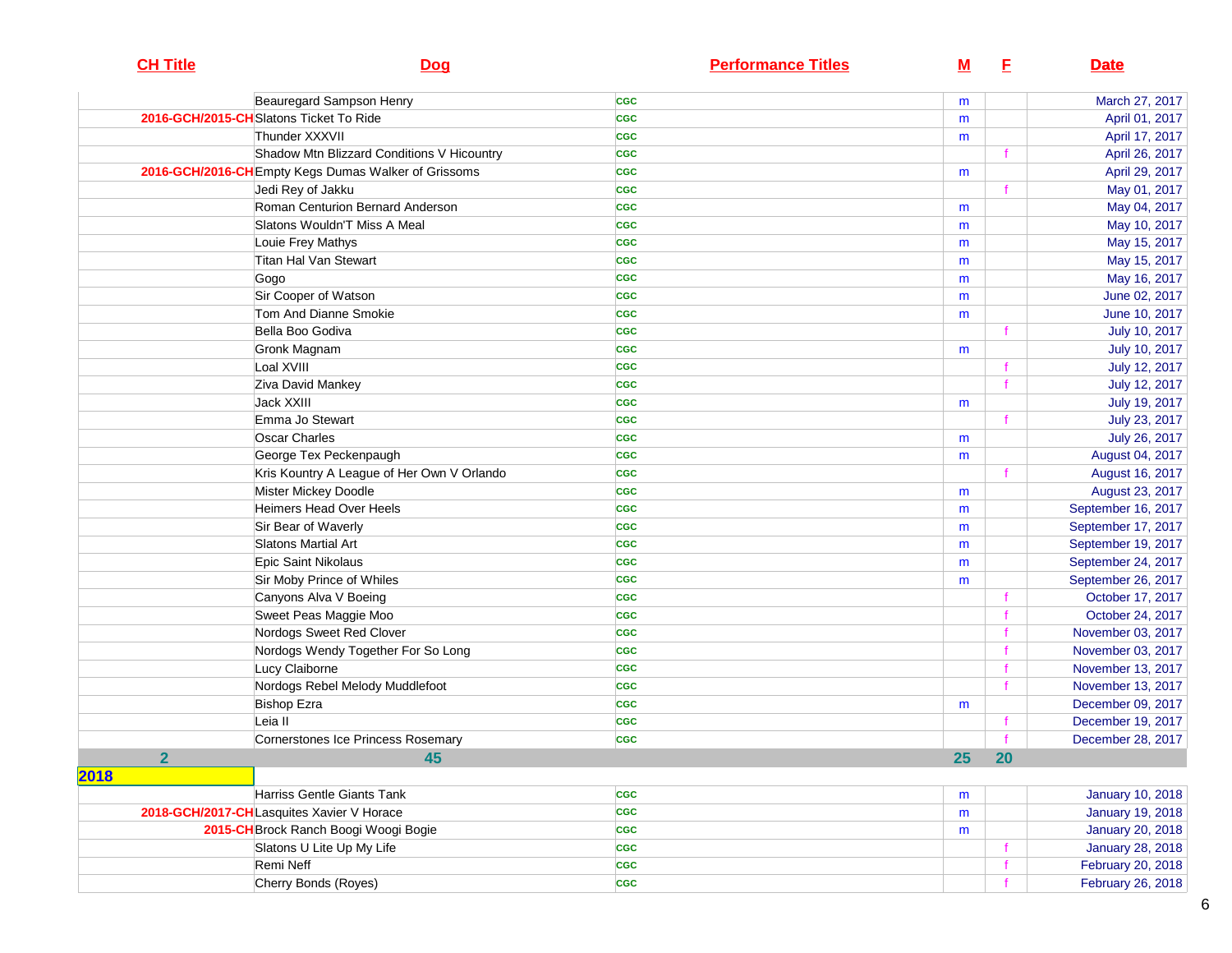| CH Title | Dog | Performance Titles | M | F | Date |
|---|---|---|---|---|---|
| | Beauregard Sampson Henry | CGC | m | | March 27, 2017 |
| 2016-GCH/2015-CH | Slatons Ticket To Ride | CGC | m | | April 01, 2017 |
| | Thunder XXXVII | CGC | m | | April 17, 2017 |
| | Shadow Mtn Blizzard Conditions V Hicountry | CGC | | f | April 26, 2017 |
| 2016-GCH/2016-CH | Empty Kegs Dumas Walker of Grissoms | CGC | m | | April 29, 2017 |
| | Jedi Rey of Jakku | CGC | | f | May 01, 2017 |
| | Roman Centurion Bernard Anderson | CGC | m | | May 04, 2017 |
| | Slatons Wouldn'T Miss A Meal | CGC | m | | May 10, 2017 |
| | Louie Frey Mathys | CGC | m | | May 15, 2017 |
| | Titan Hal Van Stewart | CGC | m | | May 15, 2017 |
| | Gogo | CGC | m | | May 16, 2017 |
| | Sir Cooper of Watson | CGC | m | | June 02, 2017 |
| | Tom And Dianne Smokie | CGC | m | | June 10, 2017 |
| | Bella Boo Godiva | CGC | | f | July 10, 2017 |
| | Gronk Magnam | CGC | m | | July 10, 2017 |
| | Loal XVIII | CGC | | f | July 12, 2017 |
| | Ziva David Mankey | CGC | | f | July 12, 2017 |
| | Jack XXIII | CGC | m | | July 19, 2017 |
| | Emma Jo Stewart | CGC | | f | July 23, 2017 |
| | Oscar Charles | CGC | m | | July 26, 2017 |
| | George Tex Peckenpaugh | CGC | m | | August 04, 2017 |
| | Kris Kountry A League of Her Own V Orlando | CGC | | f | August 16, 2017 |
| | Mister Mickey Doodle | CGC | m | | August 23, 2017 |
| | Heimers Head Over Heels | CGC | m | | September 16, 2017 |
| | Sir Bear of Waverly | CGC | m | | September 17, 2017 |
| | Slatons Martial Art | CGC | m | | September 19, 2017 |
| | Epic Saint Nikolaus | CGC | m | | September 24, 2017 |
| | Sir Moby Prince of Whiles | CGC | m | | September 26, 2017 |
| | Canyons Alva V Boeing | CGC | | f | October 17, 2017 |
| | Sweet Peas Maggie Moo | CGC | | f | October 24, 2017 |
| | Nordogs Sweet Red Clover | CGC | | f | November 03, 2017 |
| | Nordogs Wendy Together For So Long | CGC | | f | November 03, 2017 |
| | Lucy Claiborne | CGC | | f | November 13, 2017 |
| | Nordogs Rebel Melody Muddlefoot | CGC | | f | November 13, 2017 |
| | Bishop Ezra | CGC | m | | December 09, 2017 |
| | Leia II | CGC | | f | December 19, 2017 |
| | Cornerstones Ice Princess Rosemary | CGC | | f | December 28, 2017 |
| 2 | 45 | | 25 | 20 | |
| **2018** | | | | | |
| | Harriss Gentle Giants Tank | CGC | m | | January 10, 2018 |
| 2018-GCH/2017-CH | Lasquites Xavier V Horace | CGC | m | | January 19, 2018 |
| 2015-CH | Brock Ranch Boogi Woogi Bogie | CGC | m | | January 20, 2018 |
| | Slatons U Lite Up My Life | CGC | | f | January 28, 2018 |
| | Remi Neff | CGC | | f | February 20, 2018 |
| | Cherry Bonds (Royes) | CGC | | f | February 26, 2018 |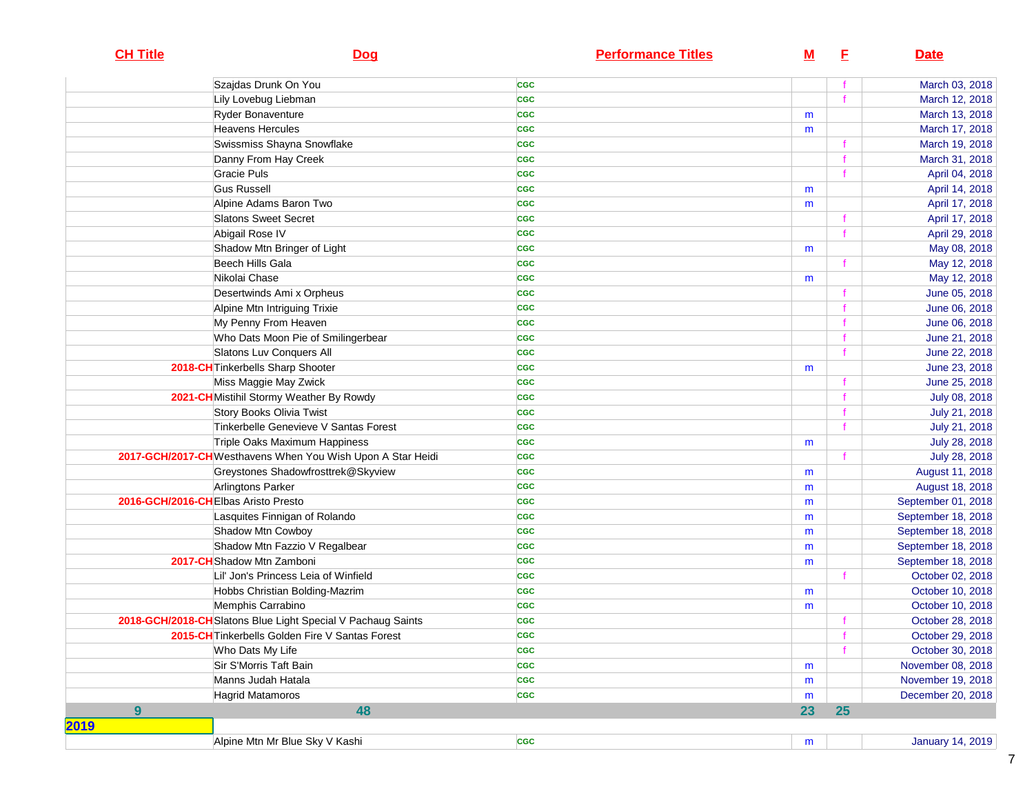| CH Title | Dog | Performance Titles | M | F | Date |
|---|---|---|---|---|---|
| | Szajdas Drunk On You | CGC | | f | March 03, 2018 |
| | Lily Lovebug Liebman | CGC | | f | March 12, 2018 |
| | Ryder Bonaventure | CGC | m | | March 13, 2018 |
| | Heavens Hercules | CGC | m | | March 17, 2018 |
| | Swissmiss Shayna Snowflake | CGC | | f | March 19, 2018 |
| | Danny From Hay Creek | CGC | | f | March 31, 2018 |
| | Gracie Puls | CGC | | f | April 04, 2018 |
| | Gus Russell | CGC | m | | April 14, 2018 |
| | Alpine Adams Baron Two | CGC | m | | April 17, 2018 |
| | Slatons Sweet Secret | CGC | | f | April 17, 2018 |
| | Abigail Rose IV | CGC | | f | April 29, 2018 |
| | Shadow Mtn Bringer of Light | CGC | m | | May 08, 2018 |
| | Beech Hills Gala | CGC | | f | May 12, 2018 |
| | Nikolai Chase | CGC | m | | May 12, 2018 |
| | Desertwinds Ami x Orpheus | CGC | | f | June 05, 2018 |
| | Alpine Mtn Intriguing Trixie | CGC | | f | June 06, 2018 |
| | My Penny From Heaven | CGC | | f | June 06, 2018 |
| | Who Dats Moon Pie of Smilingerbear | CGC | | f | June 21, 2018 |
| | Slatons Luv Conquers All | CGC | | f | June 22, 2018 |
| 2018-CH | Tinkerbells Sharp Shooter | CGC | m | | June 23, 2018 |
| | Miss Maggie May Zwick | CGC | | f | June 25, 2018 |
| 2021-CH | Mistihil Stormy Weather By Rowdy | CGC | | f | July 08, 2018 |
| | Story Books Olivia Twist | CGC | | f | July 21, 2018 |
| | Tinkerbelle Genevieve V Santas Forest | CGC | | f | July 21, 2018 |
| | Triple Oaks Maximum Happiness | CGC | m | | July 28, 2018 |
| 2017-GCH/2017-CH | Westhavens When You Wish Upon A Star Heidi | CGC | | f | July 28, 2018 |
| | Greystones Shadowfrosttrek@Skyview | CGC | m | | August 11, 2018 |
| | Arlingtons Parker | CGC | m | | August 18, 2018 |
| 2016-GCH/2016-CH | Elbas Aristo Presto | CGC | m | | September 01, 2018 |
| | Lasquites Finnigan of Rolando | CGC | m | | September 18, 2018 |
| | Shadow Mtn Cowboy | CGC | m | | September 18, 2018 |
| | Shadow Mtn Fazzio V Regalbear | CGC | m | | September 18, 2018 |
| 2017-CH | Shadow Mtn Zamboni | CGC | m | | September 18, 2018 |
| | Lil' Jon's Princess Leia of Winfield | CGC | | f | October 02, 2018 |
| | Hobbs Christian Bolding-Mazrim | CGC | m | | October 10, 2018 |
| | Memphis Carrabino | CGC | m | | October 10, 2018 |
| 2018-GCH/2018-CH | Slatons Blue Light Special V Pachaug Saints | CGC | | f | October 28, 2018 |
| 2015-CH | Tinkerbells Golden Fire V Santas Forest | CGC | | f | October 29, 2018 |
| | Who Dats My Life | CGC | | f | October 30, 2018 |
| | Sir S'Morris Taft Bain | CGC | m | | November 08, 2018 |
| | Manns Judah Hatala | CGC | m | | November 19, 2018 |
| | Hagrid Matamoros | CGC | m | | December 20, 2018 |
| 9 | 48 | | 23 | 25 | |
| 2019 | | | | | |
| | Alpine Mtn Mr Blue Sky V Kashi | CGC | m | | January 14, 2019 |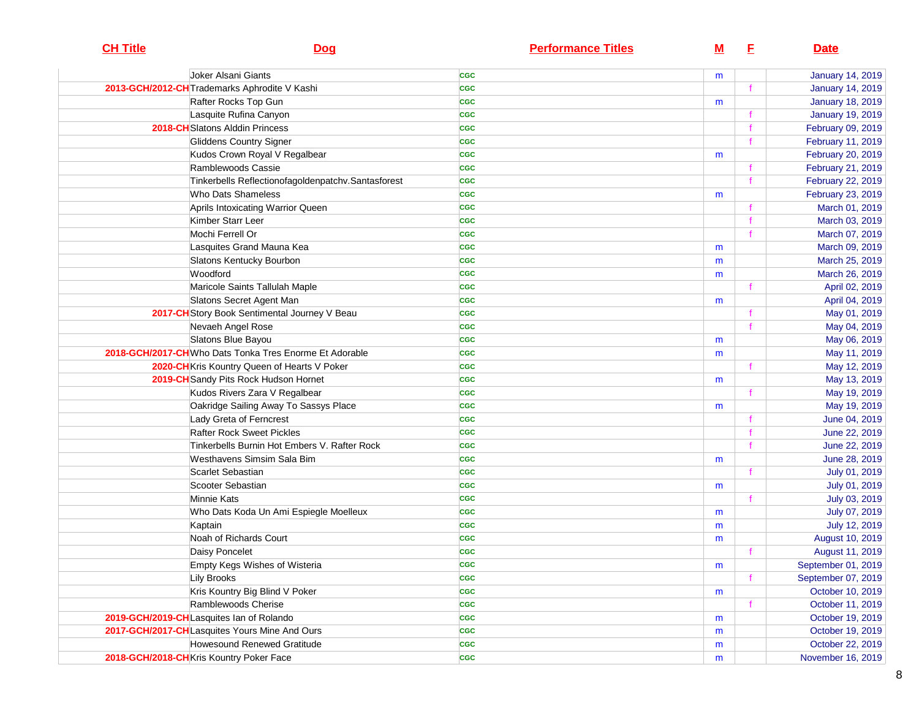| CH Title | Dog | Performance Titles | M | F | Date |
|---|---|---|---|---|---|
| | Joker Alsani Giants | CGC | m | | January 14, 2019 |
| 2013-GCH/2012-CH | Trademarks Aphrodite V Kashi | CGC | | f | January 14, 2019 |
| | Rafter Rocks Top Gun | CGC | m | | January 18, 2019 |
| | Lasquite Rufina Canyon | CGC | | f | January 19, 2019 |
| 2018-CH | Slatons Alddin Princess | CGC | | f | February 09, 2019 |
| | Gliddens Country Signer | CGC | | f | February 11, 2019 |
| | Kudos Crown Royal V Regalbear | CGC | m | | February 20, 2019 |
| | Ramblewoods Cassie | CGC | | f | February 21, 2019 |
| | Tinkerbells Reflectionofagoldenpatchv.Santasforest | CGC | | f | February 22, 2019 |
| | Who Dats Shameless | CGC | m | | February 23, 2019 |
| | Aprils Intoxicating Warrior Queen | CGC | | f | March 01, 2019 |
| | Kimber Starr Leer | CGC | | f | March 03, 2019 |
| | Mochi Ferrell Or | CGC | | f | March 07, 2019 |
| | Lasquites Grand Mauna Kea | CGC | m | | March 09, 2019 |
| | Slatons Kentucky Bourbon | CGC | m | | March 25, 2019 |
| | Woodford | CGC | m | | March 26, 2019 |
| | Maricole Saints Tallulah Maple | CGC | | f | April 02, 2019 |
| | Slatons Secret Agent Man | CGC | m | | April 04, 2019 |
| 2017-CH | Story Book Sentimental Journey V Beau | CGC | | f | May 01, 2019 |
| | Nevaeh Angel Rose | CGC | | f | May 04, 2019 |
| | Slatons Blue Bayou | CGC | m | | May 06, 2019 |
| 2018-GCH/2017-CH | Who Dats Tonka Tres Enorme Et Adorable | CGC | m | | May 11, 2019 |
| 2020-CH | Kris Kountry Queen of Hearts V Poker | CGC | | f | May 12, 2019 |
| 2019-CH | Sandy Pits Rock Hudson Hornet | CGC | m | | May 13, 2019 |
| | Kudos Rivers Zara V Regalbear | CGC | | f | May 19, 2019 |
| | Oakridge Sailing Away To Sassys Place | CGC | m | | May 19, 2019 |
| | Lady Greta of Ferncrest | CGC | | f | June 04, 2019 |
| | Rafter Rock Sweet Pickles | CGC | | f | June 22, 2019 |
| | Tinkerbells Burnin Hot Embers V. Rafter Rock | CGC | | f | June 22, 2019 |
| | Westhavens Simsim Sala Bim | CGC | m | | June 28, 2019 |
| | Scarlet Sebastian | CGC | | f | July 01, 2019 |
| | Scooter Sebastian | CGC | m | | July 01, 2019 |
| | Minnie Kats | CGC | | f | July 03, 2019 |
| | Who Dats Koda Un Ami Espiegle Moelleux | CGC | m | | July 07, 2019 |
| | Kaptain | CGC | m | | July 12, 2019 |
| | Noah of Richards Court | CGC | m | | August 10, 2019 |
| | Daisy Poncelet | CGC | | f | August 11, 2019 |
| | Empty Kegs Wishes of Wisteria | CGC | m | | September 01, 2019 |
| | Lily Brooks | CGC | | f | September 07, 2019 |
| | Kris Kountry Big Blind V Poker | CGC | m | | October 10, 2019 |
| | Ramblewoods Cherise | CGC | | f | October 11, 2019 |
| 2019-GCH/2019-CH | Lasquites Ian of Rolando | CGC | m | | October 19, 2019 |
| 2017-GCH/2017-CH | Lasquites Yours Mine And Ours | CGC | m | | October 19, 2019 |
| | Howesound Renewed Gratitude | CGC | m | | October 22, 2019 |
| 2018-GCH/2018-CH | Kris Kountry Poker Face | CGC | m | | November 16, 2019 |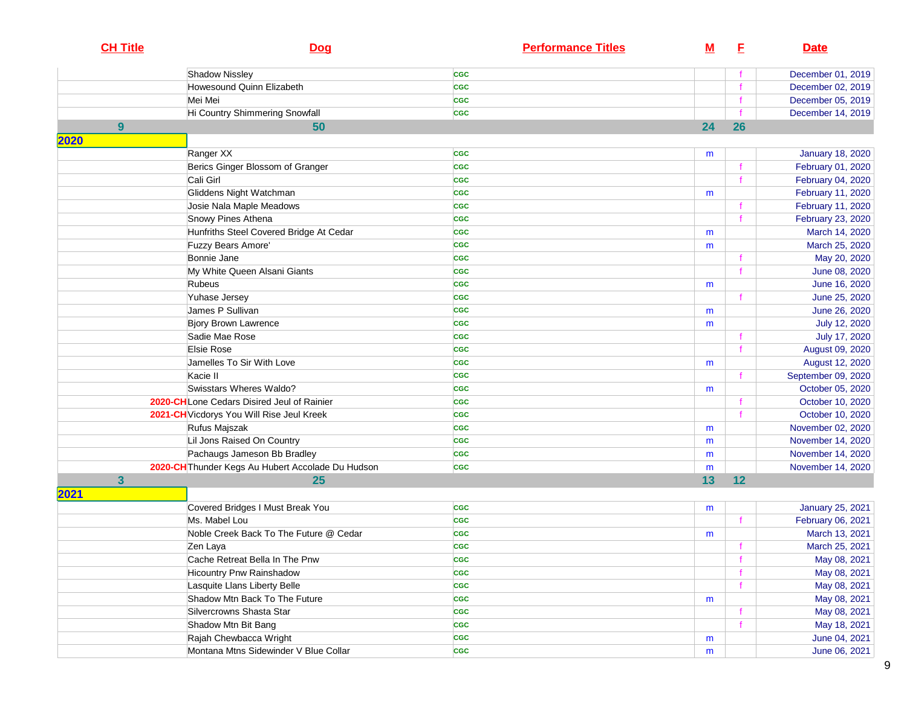| CH Title | Dog | Performance Titles | M | F | Date |
|---|---|---|---|---|---|
| | Shadow Nissley | CGC | | f | December 01, 2019 |
| | Howesound Quinn Elizabeth | CGC | | f | December 02, 2019 |
| | Mei Mei | CGC | | f | December 05, 2019 |
| | Hi Country Shimmering Snowfall | CGC | | f | December 14, 2019 |
| 9 | 50 | | 24 | 26 | |
| **2020** | | | | | |
| | Ranger XX | CGC | m | | January 18, 2020 |
| | Berics Ginger Blossom of Granger | CGC | | f | February 01, 2020 |
| | Cali Girl | CGC | | f | February 04, 2020 |
| | Gliddens Night Watchman | CGC | m | | February 11, 2020 |
| | Josie Nala Maple Meadows | CGC | | f | February 11, 2020 |
| | Snowy Pines Athena | CGC | | f | February 23, 2020 |
| | Hunfriths Steel Covered Bridge At Cedar | CGC | m | | March 14, 2020 |
| | Fuzzy Bears Amore' | CGC | m | | March 25, 2020 |
| | Bonnie Jane | CGC | | f | May 20, 2020 |
| | My White Queen Alsani Giants | CGC | | f | June 08, 2020 |
| | Rubeus | CGC | m | | June 16, 2020 |
| | Yuhase Jersey | CGC | | f | June 25, 2020 |
| | James P Sullivan | CGC | m | | June 26, 2020 |
| | Bjory Brown Lawrence | CGC | m | | July 12, 2020 |
| | Sadie Mae Rose | CGC | | f | July 17, 2020 |
| | Elsie Rose | CGC | | f | August 09, 2020 |
| | Jamelles To Sir With Love | CGC | m | | August 12, 2020 |
| | Kacie II | CGC | | f | September 09, 2020 |
| | Swisstars Wheres Waldo? | CGC | m | | October 05, 2020 |
| 2020-CH | Lone Cedars Disired Jeul of Rainier | CGC | | f | October 10, 2020 |
| 2021-CH | Vicdorys You Will Rise Jeul Kreek | CGC | | f | October 10, 2020 |
| | Rufus Majszak | CGC | m | | November 02, 2020 |
| | Lil Jons Raised On Country | CGC | m | | November 14, 2020 |
| | Pachaugs Jameson Bb Bradley | CGC | m | | November 14, 2020 |
| 2020-CH | Thunder Kegs Au Hubert Accolade Du Hudson | CGC | m | | November 14, 2020 |
| 3 | 25 | | 13 | 12 | |
| **2021** | | | | | |
| | Covered Bridges I Must Break You | CGC | m | | January 25, 2021 |
| | Ms. Mabel Lou | CGC | | f | February 06, 2021 |
| | Noble Creek Back To The Future @ Cedar | CGC | m | | March 13, 2021 |
| | Zen Laya | CGC | | f | March 25, 2021 |
| | Cache Retreat Bella In The Pnw | CGC | | f | May 08, 2021 |
| | Hicountry Pnw Rainshadow | CGC | | f | May 08, 2021 |
| | Lasquite Llans Liberty Belle | CGC | | f | May 08, 2021 |
| | Shadow Mtn Back To The Future | CGC | m | | May 08, 2021 |
| | Silvercrowns Shasta Star | CGC | | f | May 08, 2021 |
| | Shadow Mtn Bit Bang | CGC | | f | May 18, 2021 |
| | Rajah Chewbacca Wright | CGC | m | | June 04, 2021 |
| | Montana Mtns Sidewinder V Blue Collar | CGC | m | | June 06, 2021 |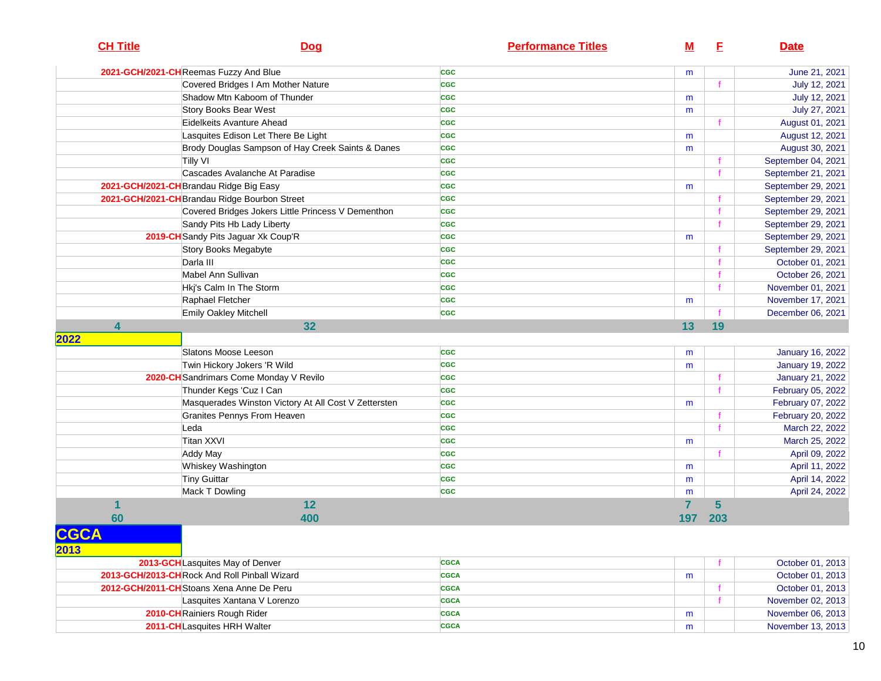| CH Title | Dog | Performance Titles | M | F | Date |
|---|---|---|---|---|---|
| 2021-GCH/2021-CH | Reemas Fuzzy And Blue | CGC | m | | June 21, 2021 |
| | Covered Bridges I Am Mother Nature | CGC | | f | July 12, 2021 |
| | Shadow Mtn Kaboom of Thunder | CGC | m | | July 12, 2021 |
| | Story Books Bear West | CGC | m | | July 27, 2021 |
| | Eidelkeits Avanture Ahead | CGC | | f | August 01, 2021 |
| | Lasquites Edison Let There Be Light | CGC | m | | August 12, 2021 |
| | Brody Douglas Sampson of Hay Creek Saints & Danes | CGC | m | | August 30, 2021 |
| | Tilly VI | CGC | | f | September 04, 2021 |
| | Cascades Avalanche At Paradise | CGC | | f | September 21, 2021 |
| 2021-GCH/2021-CH | Brandau Ridge Big Easy | CGC | m | | September 29, 2021 |
| 2021-GCH/2021-CH | Brandau Ridge Bourbon Street | CGC | | f | September 29, 2021 |
| | Covered Bridges Jokers Little Princess V Dementhon | CGC | | f | September 29, 2021 |
| | Sandy Pits Hb Lady Liberty | CGC | | f | September 29, 2021 |
| 2019-CH | Sandy Pits Jaguar Xk Coup'R | CGC | m | | September 29, 2021 |
| | Story Books Megabyte | CGC | | f | September 29, 2021 |
| | Darla III | CGC | | f | October 01, 2021 |
| | Mabel Ann Sullivan | CGC | | f | October 26, 2021 |
| | Hkj's Calm In The Storm | CGC | | f | November 01, 2021 |
| | Raphael Fletcher | CGC | m | | November 17, 2021 |
| | Emily Oakley Mitchell | CGC | | f | December 06, 2021 |
| **4** | **32** | | **13** | **19** | |
| **2022** | | | | | |
| | Slatons Moose Leeson | CGC | m | | January 16, 2022 |
| | Twin Hickory Jokers 'R Wild | CGC | m | | January 19, 2022 |
| 2020-CH | Sandrimars Come Monday V Revilo | CGC | | f | January 21, 2022 |
| | Thunder Kegs 'Cuz I Can | CGC | | f | February 05, 2022 |
| | Masquerades Winston Victory At All Cost V Zettersten | CGC | m | | February 07, 2022 |
| | Granites Pennys From Heaven | CGC | | f | February 20, 2022 |
| | Leda | CGC | | f | March 22, 2022 |
| | Titan XXVI | CGC | m | | March 25, 2022 |
| | Addy May | CGC | | f | April 09, 2022 |
| | Whiskey Washington | CGC | m | | April 11, 2022 |
| | Tiny Guittar | CGC | m | | April 14, 2022 |
| | Mack T Dowling | CGC | m | | April 24, 2022 |
| **1** | **12** | | **7** | **5** | |
| **60** | **400** | | **197** | **203** | |
| **CGCA** | | | | | |
| **2013** | | | | | |
| 2013-GCH | Lasquites May of Denver | CGCA | | f | October 01, 2013 |
| 2013-GCH/2013-CH | Rock And Roll Pinball Wizard | CGCA | m | | October 01, 2013 |
| 2012-GCH/2011-CH | Stoans Xena Anne De Peru | CGCA | | f | October 01, 2013 |
| | Lasquites Xantana V Lorenzo | CGCA | | f | November 02, 2013 |
| 2010-CH | Rainiers Rough Rider | CGCA | m | | November 06, 2013 |
| 2011-CH | Lasquites HRH Walter | CGCA | m | | November 13, 2013 |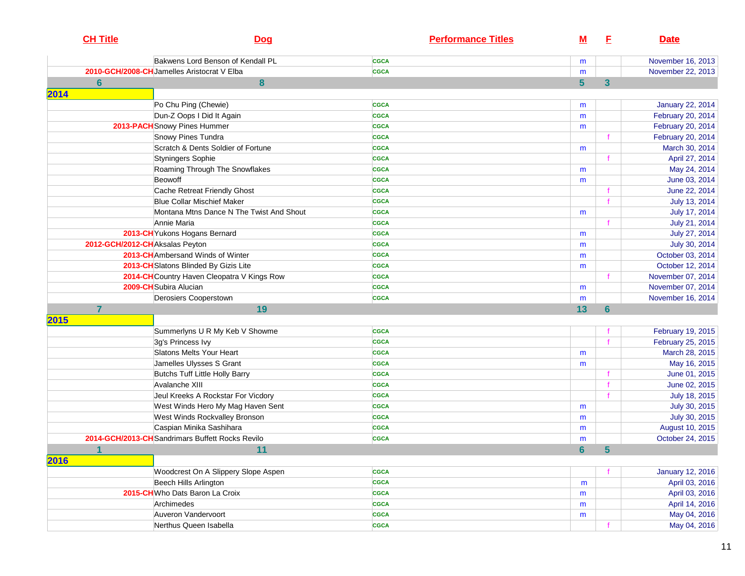| CH Title | Dog | Performance Titles | M | F | Date |
|---|---|---|---|---|---|
| | Bakwens Lord Benson of Kendall PL | CGCA | m | | November 16, 2013 |
| 2010-GCH/2008-CH | Jamelles Aristocrat V Elba | CGCA | m | | November 22, 2013 |
| 6 | 8 | | 5 | 3 | |
| 2014 | | | | | |
| | Po Chu Ping (Chewie) | CGCA | m | | January 22, 2014 |
| | Dun-Z Oops I Did It Again | CGCA | m | | February 20, 2014 |
| 2013-PACH | Snowy Pines Hummer | CGCA | m | | February 20, 2014 |
| | Snowy Pines Tundra | CGCA | | f | February 20, 2014 |
| | Scratch & Dents Soldier of Fortune | CGCA | m | | March 30, 2014 |
| | Styningers Sophie | CGCA | | f | April 27, 2014 |
| | Roaming Through The Snowflakes | CGCA | m | | May 24, 2014 |
| | Beowoff | CGCA | m | | June 03, 2014 |
| | Cache Retreat Friendly Ghost | CGCA | | f | June 22, 2014 |
| | Blue Collar Mischief Maker | CGCA | | f | July 13, 2014 |
| | Montana Mtns Dance N The Twist And Shout | CGCA | m | | July 17, 2014 |
| | Annie Maria | CGCA | | f | July 21, 2014 |
| 2013-CH | Yukons Hogans Bernard | CGCA | m | | July 27, 2014 |
| 2012-GCH/2012-CH | Aksalas Peyton | CGCA | m | | July 30, 2014 |
| 2013-CH | Ambersand Winds of Winter | CGCA | m | | October 03, 2014 |
| 2013-CH | Slatons Blinded By Gizis Lite | CGCA | m | | October 12, 2014 |
| 2014-CH | Country Haven Cleopatra V Kings Row | CGCA | | f | November 07, 2014 |
| 2009-CH | Subira Alucian | CGCA | m | | November 07, 2014 |
| | Derosiers Cooperstown | CGCA | m | | November 16, 2014 |
| 7 | 19 | | 13 | 6 | |
| 2015 | | | | | |
| | Summerlyns U R My Keb V Showme | CGCA | | f | February 19, 2015 |
| | 3g's Princess Ivy | CGCA | | f | February 25, 2015 |
| | Slatons Melts Your Heart | CGCA | m | | March 28, 2015 |
| | Jamelles Ulysses S Grant | CGCA | m | | May 16, 2015 |
| | Butchs Tuff Little Holly Barry | CGCA | | f | June 01, 2015 |
| | Avalanche XIII | CGCA | | f | June 02, 2015 |
| | Jeul Kreeks A Rockstar For Vicdory | CGCA | | f | July 18, 2015 |
| | West Winds Hero My Mag Haven Sent | CGCA | m | | July 30, 2015 |
| | West Winds Rockvalley Bronson | CGCA | m | | July 30, 2015 |
| | Caspian Minika Sashihara | CGCA | m | | August 10, 2015 |
| 2014-GCH/2013-CH | Sandrimars Buffett Rocks Revilo | CGCA | m | | October 24, 2015 |
| 1 | 11 | | 6 | 5 | |
| 2016 | | | | | |
| | Woodcrest On A Slippery Slope Aspen | CGCA | | f | January 12, 2016 |
| | Beech Hills Arlington | CGCA | m | | April 03, 2016 |
| 2015-CH | Who Dats Baron La Croix | CGCA | m | | April 03, 2016 |
| | Archimedes | CGCA | m | | April 14, 2016 |
| | Auveron Vandervoort | CGCA | m | | May 04, 2016 |
| | Nerthus Queen Isabella | CGCA | | f | May 04, 2016 |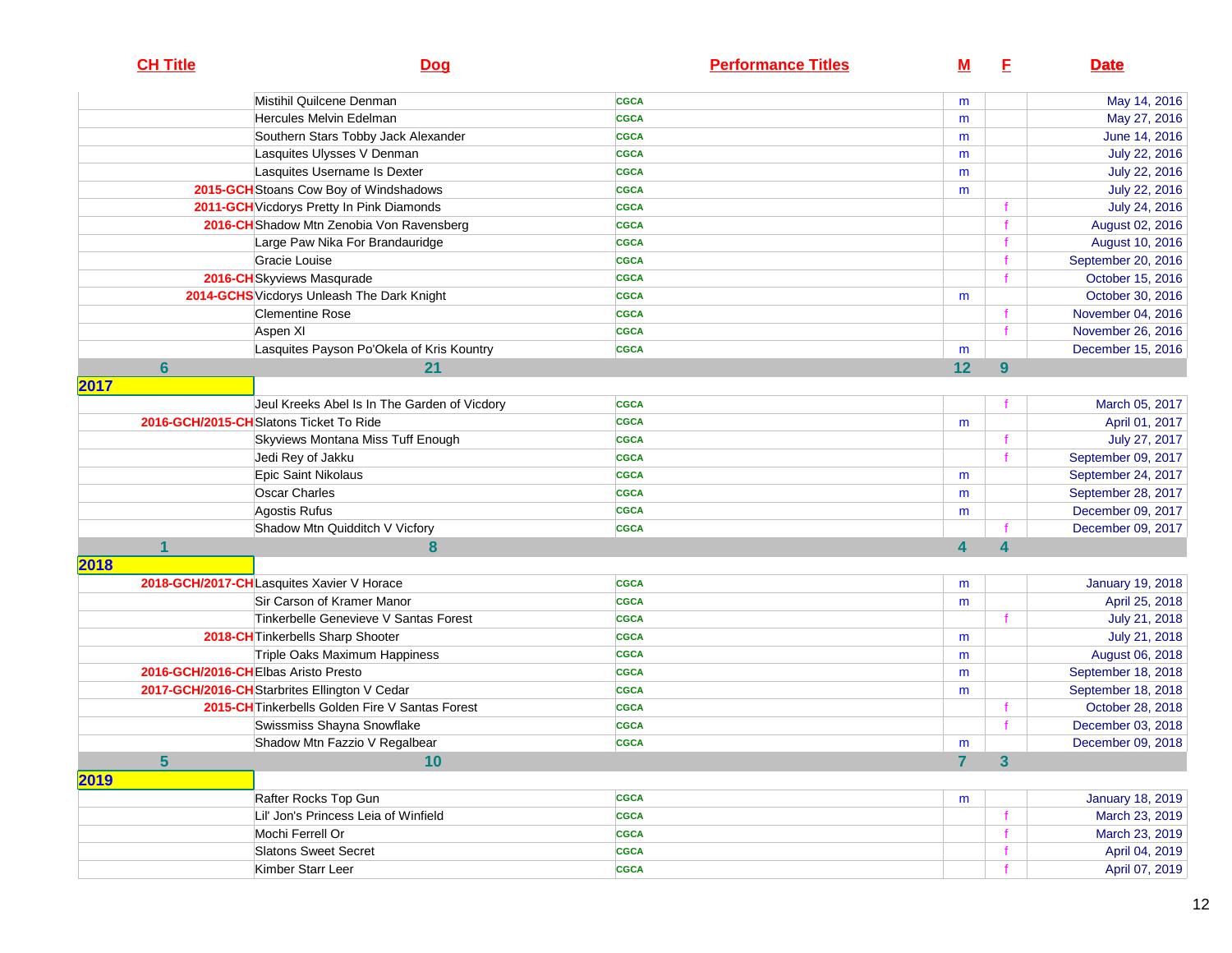| CH Title | Dog | Performance Titles | M | F | Date |
|---|---|---|---|---|---|
| | Mistihil Quilcene Denman | CGCA | m | | May 14, 2016 |
| | Hercules Melvin Edelman | CGCA | m | | May 27, 2016 |
| | Southern Stars Tobby Jack Alexander | CGCA | m | | June 14, 2016 |
| | Lasquites Ulysses V Denman | CGCA | m | | July 22, 2016 |
| | Lasquites Username Is Dexter | CGCA | m | | July 22, 2016 |
| 2015-GCH | Stoans Cow Boy of Windshadows | CGCA | m | | July 22, 2016 |
| 2011-GCH | Vicdorys Pretty In Pink Diamonds | CGCA | | f | July 24, 2016 |
| 2016-CH | Shadow Mtn Zenobia Von Ravensberg | CGCA | | f | August 02, 2016 |
| | Large Paw Nika For Brandauridge | CGCA | | f | August 10, 2016 |
| | Gracie Louise | CGCA | | f | September 20, 2016 |
| 2016-CH | Skyviews Masqurade | CGCA | | f | October 15, 2016 |
| 2014-GCHS | Vicdorys Unleash The Dark Knight | CGCA | m | | October 30, 2016 |
| | Clementine Rose | CGCA | | f | November 04, 2016 |
| | Aspen XI | CGCA | | f | November 26, 2016 |
| | Lasquites Payson Po'Okela of Kris Kountry | CGCA | m | | December 15, 2016 |
| 6 | 21 | | 12 | 9 | |
| 2017 | | | | | |
| | Jeul Kreeks Abel Is In The Garden of Vicdory | CGCA | | f | March 05, 2017 |
| 2016-GCH/2015-CH | Slatons Ticket To Ride | CGCA | m | | April 01, 2017 |
| | Skyviews Montana Miss Tuff Enough | CGCA | | f | July 27, 2017 |
| | Jedi Rey of Jakku | CGCA | | f | September 09, 2017 |
| | Epic Saint Nikolaus | CGCA | m | | September 24, 2017 |
| | Oscar Charles | CGCA | m | | September 28, 2017 |
| | Agostis Rufus | CGCA | m | | December 09, 2017 |
| | Shadow Mtn Quidditch V Vicfory | CGCA | | f | December 09, 2017 |
| 1 | 8 | | 4 | 4 | |
| 2018 | | | | | |
| 2018-GCH/2017-CH | Lasquites Xavier V Horace | CGCA | m | | January 19, 2018 |
| | Sir Carson of Kramer Manor | CGCA | m | | April 25, 2018 |
| | Tinkerbelle Genevieve V Santas Forest | CGCA | | f | July 21, 2018 |
| 2018-CH | Tinkerbells Sharp Shooter | CGCA | m | | July 21, 2018 |
| | Triple Oaks Maximum Happiness | CGCA | m | | August 06, 2018 |
| 2016-GCH/2016-CH | Elbas Aristo Presto | CGCA | m | | September 18, 2018 |
| 2017-GCH/2016-CH | Starbrites Ellington V Cedar | CGCA | m | | September 18, 2018 |
| 2015-CH | Tinkerbells Golden Fire V Santas Forest | CGCA | | f | October 28, 2018 |
| | Swissmiss Shayna Snowflake | CGCA | | f | December 03, 2018 |
| | Shadow Mtn Fazzio V Regalbear | CGCA | m | | December 09, 2018 |
| 5 | 10 | | 7 | 3 | |
| 2019 | | | | | |
| | Rafter Rocks Top Gun | CGCA | m | | January 18, 2019 |
| | Lil' Jon's Princess Leia of Winfield | CGCA | | f | March 23, 2019 |
| | Mochi Ferrell Or | CGCA | | f | March 23, 2019 |
| | Slatons Sweet Secret | CGCA | | f | April 04, 2019 |
| | Kimber Starr Leer | CGCA | | f | April 07, 2019 |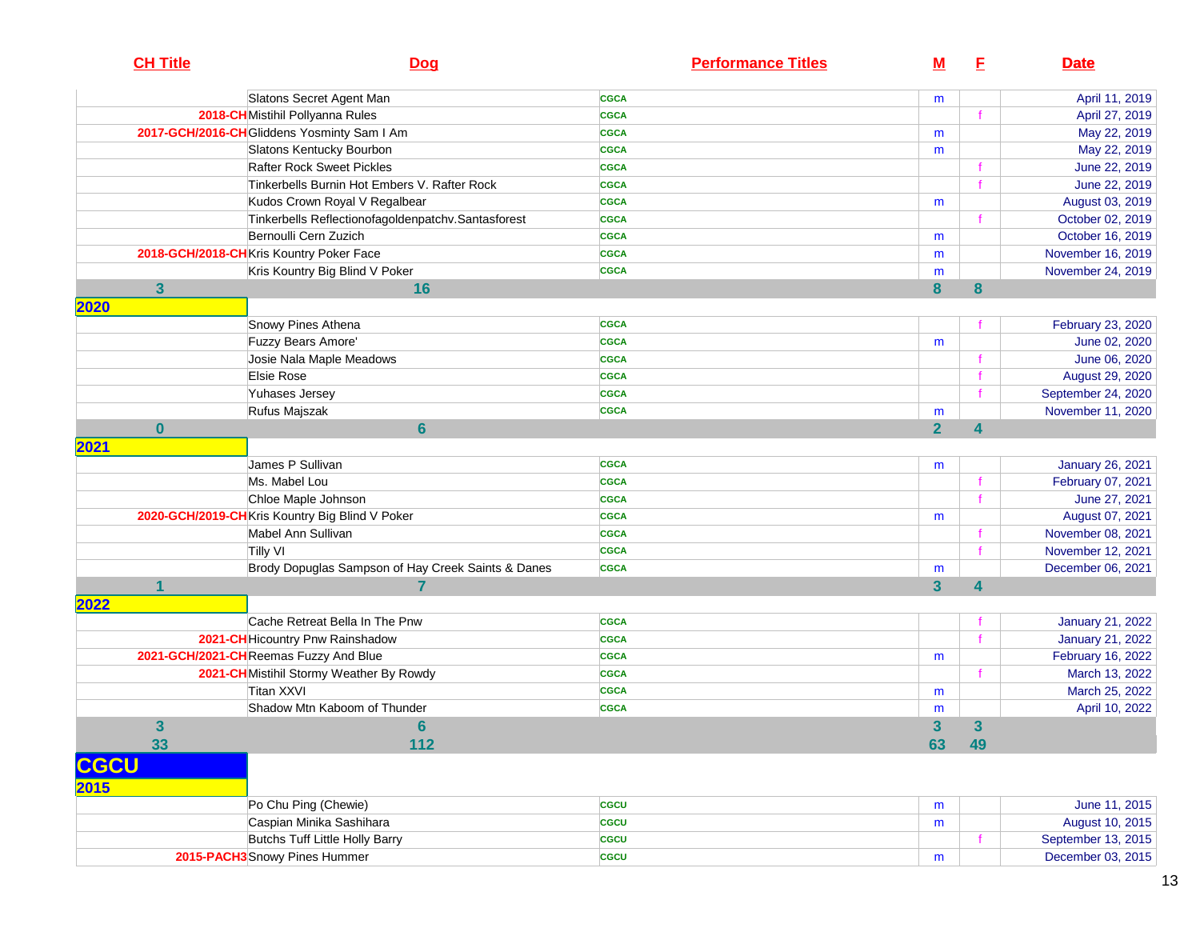| CH Title | Dog | Performance Titles | M | F | Date |
|---|---|---|---|---|---|
| | Slatons Secret Agent Man | CGCA | m | | April 11, 2019 |
| 2018-CH | Mistihil Pollyanna Rules | CGCA | | f | April 27, 2019 |
| 2017-GCH/2016-CH | Gliddens Yosminty Sam I Am | CGCA | m | | May 22, 2019 |
| | Slatons Kentucky Bourbon | CGCA | m | | May 22, 2019 |
| | Rafter Rock Sweet Pickles | CGCA | | f | June 22, 2019 |
| | Tinkerbells Burnin Hot Embers V. Rafter Rock | CGCA | | f | June 22, 2019 |
| | Kudos Crown Royal V Regalbear | CGCA | m | | August 03, 2019 |
| | Tinkerbells Reflectionofagoldenpatchv.Santasforest | CGCA | | f | October 02, 2019 |
| | Bernoulli Cern Zuzich | CGCA | m | | October 16, 2019 |
| 2018-GCH/2018-CH | Kris Kountry Poker Face | CGCA | m | | November 16, 2019 |
| | Kris Kountry Big Blind V Poker | CGCA | m | | November 24, 2019 |
| **3** | **16** | | **8** | **8** | |
| **2020** | | | | | |
| | Snowy Pines Athena | CGCA | | f | February 23, 2020 |
| | Fuzzy Bears Amore' | CGCA | m | | June 02, 2020 |
| | Josie Nala Maple Meadows | CGCA | | f | June 06, 2020 |
| | Elsie Rose | CGCA | | f | August 29, 2020 |
| | Yuhases Jersey | CGCA | | f | September 24, 2020 |
| | Rufus Majszak | CGCA | m | | November 11, 2020 |
| **0** | **6** | | **2** | **4** | |
| **2021** | | | | | |
| | James P Sullivan | CGCA | m | | January 26, 2021 |
| | Ms. Mabel Lou | CGCA | | f | February 07, 2021 |
| | Chloe Maple Johnson | CGCA | | f | June 27, 2021 |
| 2020-GCH/2019-CH | Kris Kountry Big Blind V Poker | CGCA | m | | August 07, 2021 |
| | Mabel Ann Sullivan | CGCA | | f | November 08, 2021 |
| | Tilly VI | CGCA | | f | November 12, 2021 |
| | Brody Dopuglas Sampson of Hay Creek Saints & Danes | CGCA | m | | December 06, 2021 |
| **1** | **7** | | **3** | **4** | |
| **2022** | | | | | |
| | Cache Retreat Bella In The Pnw | CGCA | | f | January 21, 2022 |
| 2021-CH | Hicountry Pnw Rainshadow | CGCA | | f | January 21, 2022 |
| 2021-GCH/2021-CH | Reemas Fuzzy And Blue | CGCA | m | | February 16, 2022 |
| 2021-CH | Mistihil Stormy Weather By Rowdy | CGCA | | f | March 13, 2022 |
| | Titan XXVI | CGCA | m | | March 25, 2022 |
| | Shadow Mtn Kaboom of Thunder | CGCA | m | | April 10, 2022 |
| **3** | **6** | | **3** | **3** | |
| **33** | **112** | | **63** | **49** | |
| **CGCU** | | | | | |
| **2015** | | | | | |
| | Po Chu Ping (Chewie) | CGCU | m | | June 11, 2015 |
| | Caspian Minika Sashihara | CGCU | m | | August 10, 2015 |
| | Butchs Tuff Little Holly Barry | CGCU | | f | September 13, 2015 |
| 2015-PACH3 | Snowy Pines Hummer | CGCU | m | | December 03, 2015 |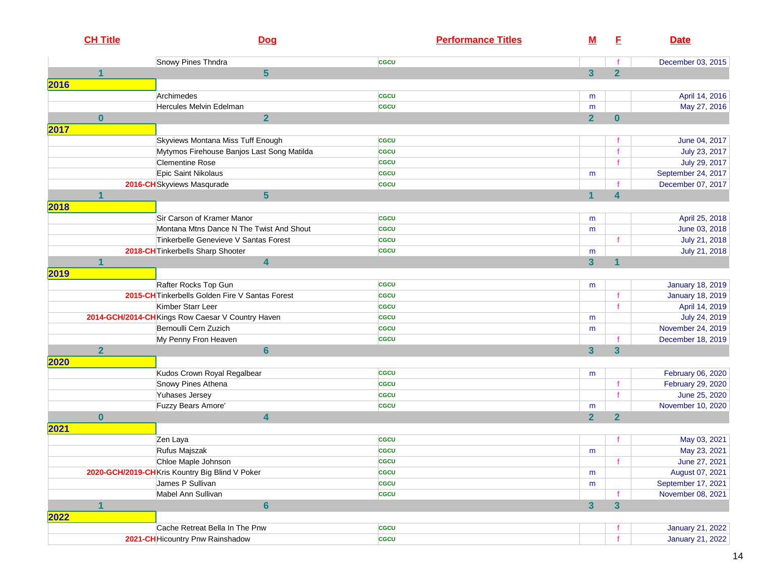| CH Title | Dog | Performance Titles | M | F | Date |
|---|---|---|---|---|---|
| | Snowy Pines Thndra | CGCU | | f | December 03, 2015 |
| 1 | 5 | | 3 | 2 | |
| **2016** | | | | | |
| | Archimedes | CGCU | m | | April 14, 2016 |
| | Hercules Melvin Edelman | CGCU | m | | May 27, 2016 |
| 0 | 2 | | 2 | 0 | |
| **2017** | | | | | |
| | Skyviews Montana Miss Tuff Enough | CGCU | | f | June 04, 2017 |
| | Mytymos Firehouse Banjos Last Song Matilda | CGCU | | f | July 23, 2017 |
| | Clementine Rose | CGCU | | f | July 29, 2017 |
| | Epic Saint Nikolaus | CGCU | m | | September 24, 2017 |
| 2016-CH | Skyviews Masqurade | CGCU | | f | December 07, 2017 |
| 1 | 5 | | 1 | 4 | |
| **2018** | | | | | |
| | Sir Carson of Kramer Manor | CGCU | m | | April 25, 2018 |
| | Montana Mtns Dance N The Twist And Shout | CGCU | m | | June 03, 2018 |
| | Tinkerbelle Genevieve V Santas Forest | CGCU | | f | July 21, 2018 |
| 2018-CH | Tinkerbells Sharp Shooter | CGCU | m | | July 21, 2018 |
| 1 | 4 | | 3 | 1 | |
| **2019** | | | | | |
| | Rafter Rocks Top Gun | CGCU | m | | January 18, 2019 |
| 2015-CH | Tinkerbells Golden Fire V Santas Forest | CGCU | | f | January 18, 2019 |
| | Kimber Starr Leer | CGCU | | f | April 14, 2019 |
| 2014-GCH/2014-CH | Kings Row Caesar V Country Haven | CGCU | m | | July 24, 2019 |
| | Bernoulli Cern Zuzich | CGCU | m | | November 24, 2019 |
| | My Penny Fron Heaven | CGCU | | f | December 18, 2019 |
| 2 | 6 | | 3 | 3 | |
| **2020** | | | | | |
| | Kudos Crown Royal Regalbear | CGCU | m | | February 06, 2020 |
| | Snowy Pines Athena | CGCU | | f | February 29, 2020 |
| | Yuhases Jersey | CGCU | | f | June 25, 2020 |
| | Fuzzy Bears Amore' | CGCU | m | | November 10, 2020 |
| 0 | 4 | | 2 | 2 | |
| **2021** | | | | | |
| | Zen Laya | CGCU | | f | May 03, 2021 |
| | Rufus Majszak | CGCU | m | | May 23, 2021 |
| | Chloe Maple Johnson | CGCU | | f | June 27, 2021 |
| 2020-GCH/2019-CH | Kris Kountry Big Blind V Poker | CGCU | m | | August 07, 2021 |
| | James P Sullivan | CGCU | m | | September 17, 2021 |
| | Mabel Ann Sullivan | CGCU | | f | November 08, 2021 |
| 1 | 6 | | 3 | 3 | |
| **2022** | | | | | |
| | Cache Retreat Bella In The Pnw | CGCU | | f | January 21, 2022 |
| 2021-CH | Hicountry Pnw Rainshadow | CGCU | | f | January 21, 2022 |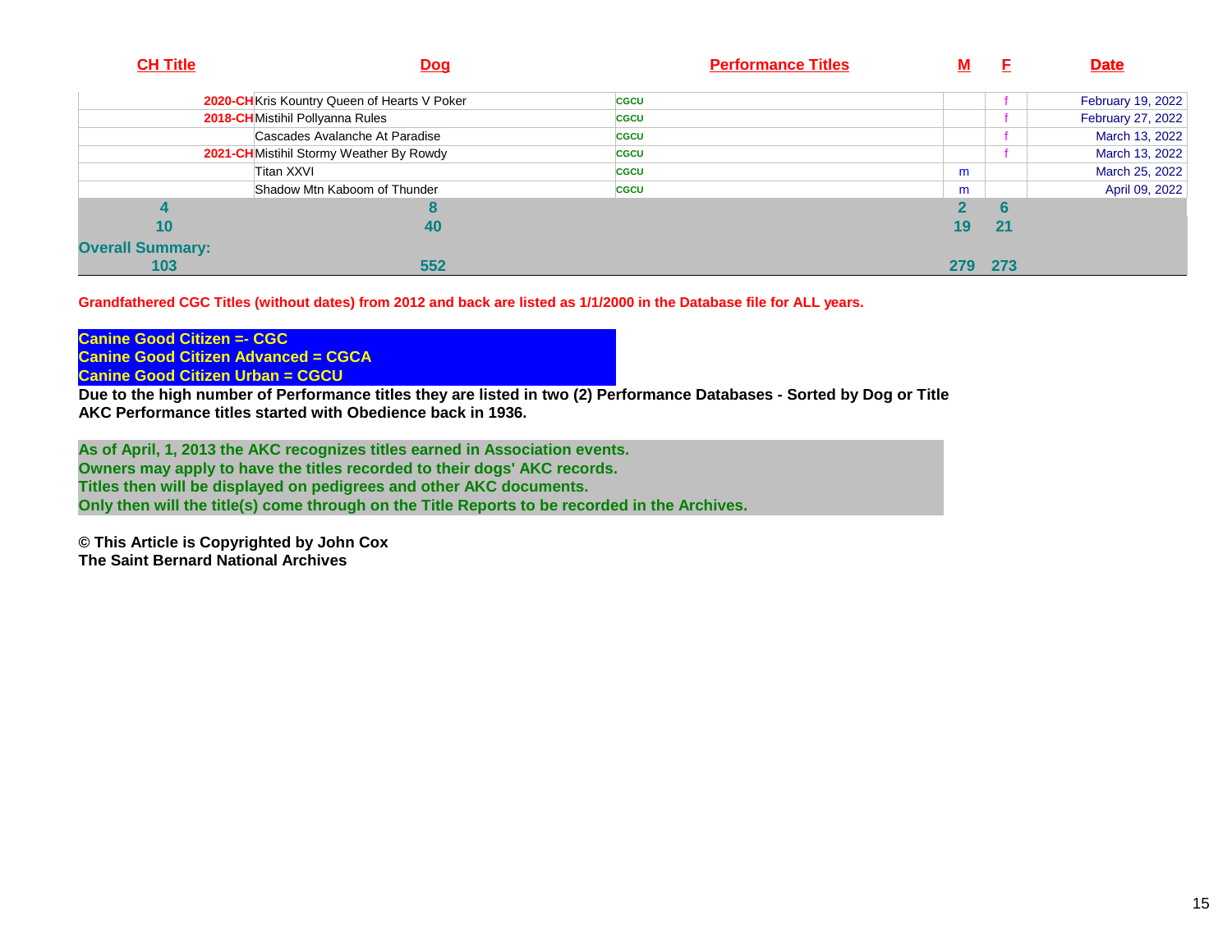| CH Title | Dog | Performance Titles | M | F | Date |
|---|---|---|---|---|---|
| 2020-CH | Kris Kountry Queen of Hearts V Poker | CGCU | | f | February 19, 2022 |
| 2018-CH | Mistihil Pollyanna Rules | CGCU | | f | February 27, 2022 |
| | Cascades Avalanche At Paradise | CGCU | | f | March 13, 2022 |
| 2021-CH | Mistihil Stormy Weather By Rowdy | CGCU | | f | March 13, 2022 |
| | Titan XXVI | CGCU | m | | March 25, 2022 |
| | Shadow Mtn Kaboom of Thunder | CGCU | m | | April 09, 2022 |
| **4** | **8** | | **2** | **6** | |
| **10** | **40** | | **19** | **21** | |
| **Overall Summary:** | | | | | |
| **103** | **552** | | **279** | **273** | |

**Grandfathered CGC Titles (without dates) from 2012 and back are listed as 1/1/2000 in the Database file for ALL years.**

**Canine Good Citizen =- CGC**
**Canine Good Citizen Advanced = CGCA**
**Canine Good Citizen Urban = CGCU**

**Due to the high number of Performance titles they are listed in two (2) Performance Databases - Sorted by Dog or Title**
**AKC Performance titles started with Obedience back in 1936.**

**As of April, 1, 2013 the AKC recognizes titles earned in Association events.**
**Owners may apply to have the titles recorded to their dogs' AKC records.**
**Titles then will be displayed on pedigrees and other AKC documents.**
**Only then will the title(s) come through on the Title Reports to be recorded in the Archives.**

**© This Article is Copyrighted by John Cox**
**The Saint Bernard National Archives**